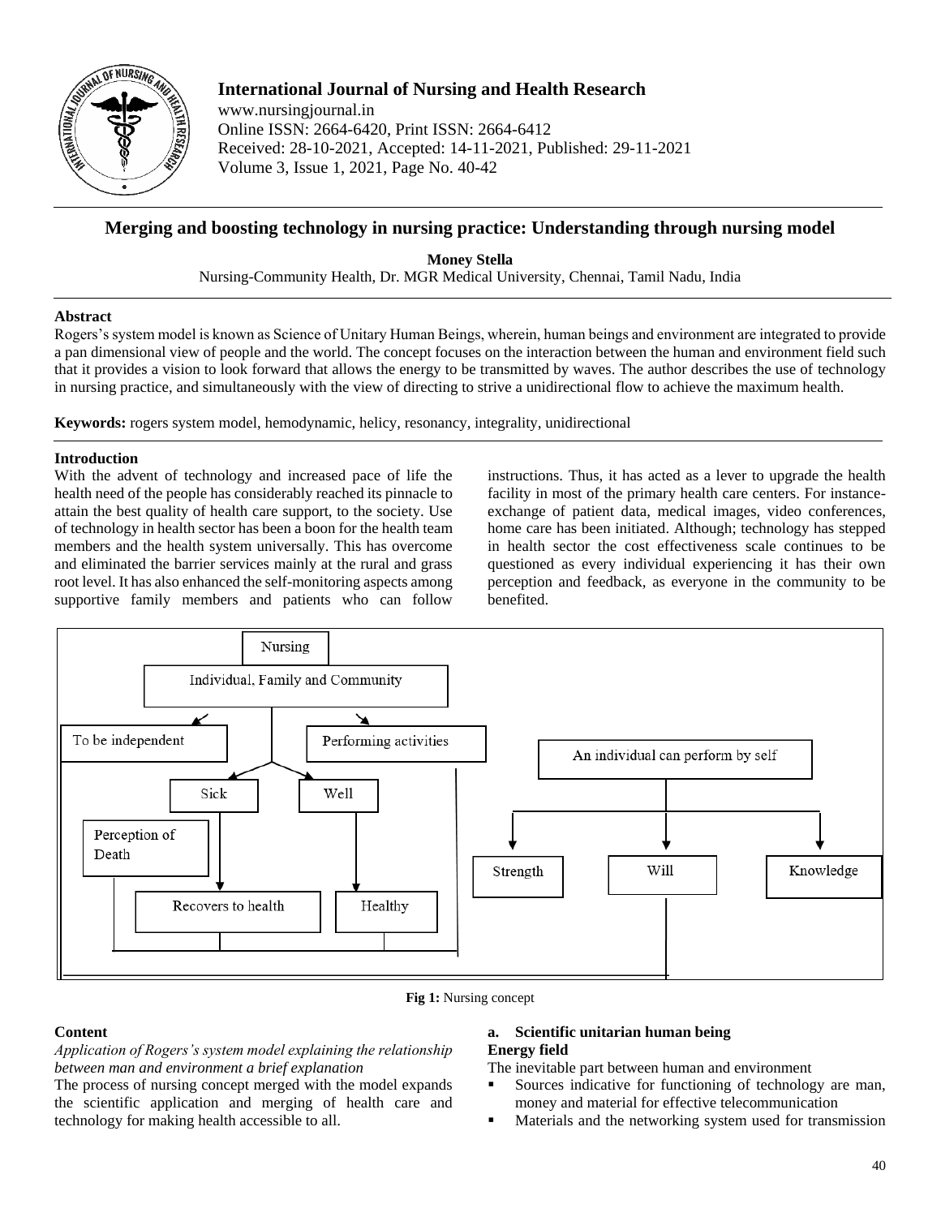# Merging and boosting technology in nursing practice: Understanding through nursing model

**Money Stella**

Nursing-Community Health, Dr. MGR Medical University, Chennai, Tamil Nadu, India

## Abstract

Rogers's system model is known as Science of Unitary Human Beings, wherein, human beings and environment are integrated to provide a pan dimensional view of people and the world. The concept focuses on the interaction between the human and environment field such that it provides a vision to look forward that allows the energy to be transmitted by waves. The author describes the use of technology in nursing practice, and simultaneously with the view of directing to strive a unidirectional flow to achieve the maximum health.

**Keywords:** rogers system model, hemodynamic, helicy, resonancy, integrality, unidirectional

## Introduction

With the advent of technology and increased pace of life the health need of the people has considerably reached its pinnacle to attain the best quality of health care support, to the society. Use of technology in health sector has been a boon for the health team members and the health system universally. This has overcome and eliminated the barrier services mainly at the rural and grass root level. It has also enhanced the self-monitoring aspects among supportive family members and patients who can follow instructions. Thus, it has acted as a lever to upgrade the health facility in most of the primary health care centers. For instance- exchange of patient data, medical images, video conferences, home care has been initiated. Although; technology has stepped in health sector the cost effectiveness scale continues to be questioned as every individual experiencing it has their own perception and feedback, as everyone in the community to be benefited.

Nursing

Individual, Family and Community

To be independent | Performing activities

Sick | Well

Perception of Death

Recovers to health | Healthy

An individual can perform by self

Strength | Will | Knowledge

**Fig 1:** Nursing concept

## Content

*Application of Rogers's system model explaining the relationship between man and environment a brief explanation*

The process of nursing concept merged with the model expands the scientific application and merging of health care and technology for making health accessible to all.

### a. Scientific unitarian human being

**Energy field**

The inevitable part between human and environment

- Sources indicative for functioning of technology are man, money and material for effective telecommunication
- Materials and the networking system used for transmission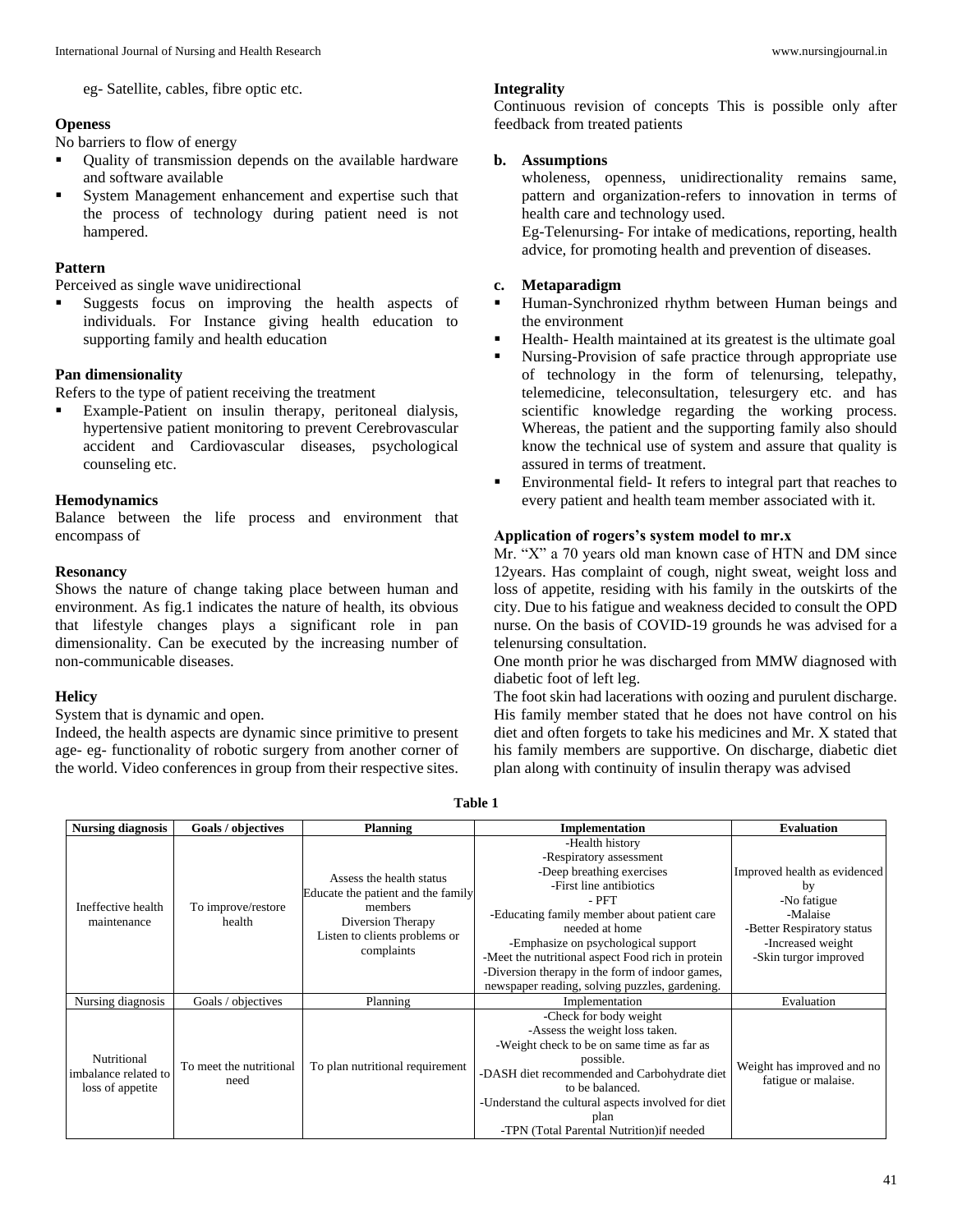eg- Satellite, cables, fibre optic etc.

**Openess**

No barriers to flow of energy

- Quality of transmission depends on the available hardware and software available
- System Management enhancement and expertise such that the process of technology during patient need is not hampered.

**Pattern**

Perceived as single wave unidirectional

- Suggests focus on improving the health aspects of individuals. For Instance giving health education to supporting family and health education

**Pan dimensionality**

Refers to the type of patient receiving the treatment

- Example-Patient on insulin therapy, peritoneal dialysis, hypertensive patient monitoring to prevent Cerebrovascular accident and Cardiovascular diseases, psychological counseling etc.

**Hemodynamics**

Balance between the life process and environment that encompass of

**Resonancy**

Shows the nature of change taking place between human and environment. As fig.1 indicates the nature of health, its obvious that lifestyle changes plays a significant role in pan dimensionality. Can be executed by the increasing number of non-communicable diseases.

**Helicy**

System that is dynamic and open.

Indeed, the health aspects are dynamic since primitive to present age- eg- functionality of robotic surgery from another corner of the world. Video conferences in group from their respective sites.

**Integrality**

Continuous revision of concepts This is possible only after feedback from treated patients

**b. Assumptions**

wholeness, openness, unidirectionality remains same, pattern and organization-refers to innovation in terms of health care and technology used.

Eg-Telenursing- For intake of medications, reporting, health advice, for promoting health and prevention of diseases.

**c. Metaparadigm**

- Human-Synchronized rhythm between Human beings and the environment
- Health- Health maintained at its greatest is the ultimate goal
- Nursing-Provision of safe practice through appropriate use of technology in the form of telenursing, telepathy, telemedicine, teleconsultation, telesurgery etc. and has scientific knowledge regarding the working process. Whereas, the patient and the supporting family also should know the technical use of system and assure that quality is assured in terms of treatment.
- Environmental field- It refers to integral part that reaches to every patient and health team member associated with it.

**Application of rogers's system model to mr.x**

Mr. "X" a 70 years old man known case of HTN and DM since 12years. Has complaint of cough, night sweat, weight loss and loss of appetite, residing with his family in the outskirts of the city. Due to his fatigue and weakness decided to consult the OPD nurse. On the basis of COVID-19 grounds he was advised for a telenursing consultation.

One month prior he was discharged from MMW diagnosed with diabetic foot of left leg.

The foot skin had lacerations with oozing and purulent discharge. His family member stated that he does not have control on his diet and often forgets to take his medicines and Mr. X stated that his family members are supportive. On discharge, diabetic diet plan along with continuity of insulin therapy was advised

**Table 1**

| Nursing diagnosis | Goals / objectives | Planning | Implementation | Evaluation |
|---|---|---|---|---|
| Ineffective health maintenance | To improve/restore health | Assess the health status<br>Educate the patient and the family members<br>Diversion Therapy<br>Listen to clients problems or complaints | -Health history<br>-Respiratory assessment<br>-Deep breathing exercises<br>-First line antibiotics<br>- PFT<br>-Educating family member about patient care needed at home<br>-Emphasize on psychological support<br>-Meet the nutritional aspect Food rich in protein<br>-Diversion therapy in the form of indoor games, newspaper reading, solving puzzles, gardening. | Improved health as evidenced by<br>-No fatigue<br>-Malaise<br>-Better Respiratory status<br>-Increased weight<br>-Skin turgor improved |
| Nursing diagnosis | Goals / objectives | Planning | Implementation | Evaluation |
| Nutritional imbalance related to loss of appetite | To meet the nutritional need | To plan nutritional requirement | -Check for body weight<br>-Assess the weight loss taken.<br>-Weight check to be on same time as far as possible.<br>-DASH diet recommended and Carbohydrate diet to be balanced.<br>-Understand the cultural aspects involved for diet plan<br>-TPN (Total Parental Nutrition)if needed | Weight has improved and no fatigue or malaise. |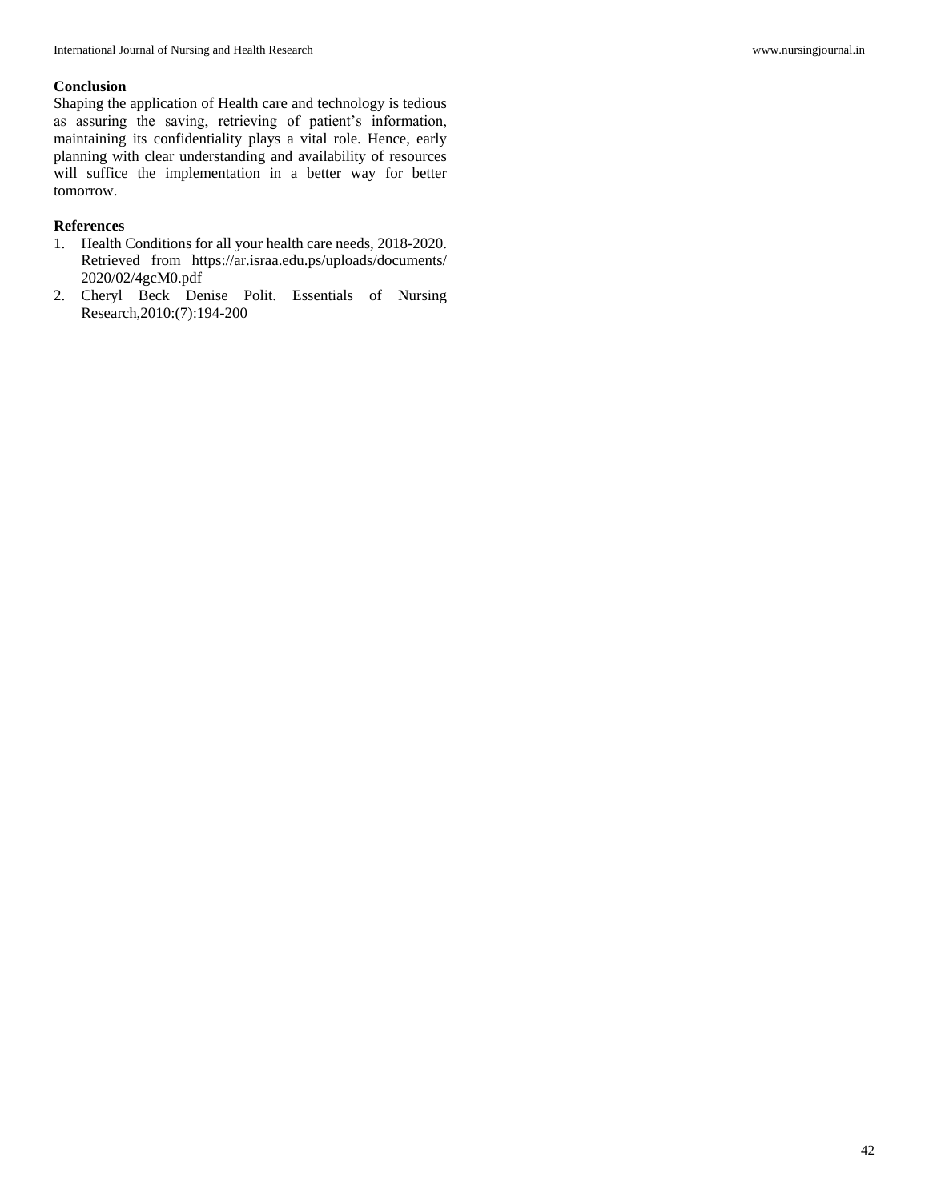## Conclusion

Shaping the application of Health care and technology is tedious as assuring the saving, retrieving of patient's information, maintaining its confidentiality plays a vital role. Hence, early planning with clear understanding and availability of resources will suffice the implementation in a better way for better tomorrow.

## References

1. Health Conditions for all your health care needs, 2018-2020. Retrieved from https://ar.israa.edu.ps/uploads/documents/2020/02/4gcM0.pdf
2. Cheryl Beck Denise Polit. Essentials of Nursing Research,2010:(7):194-200